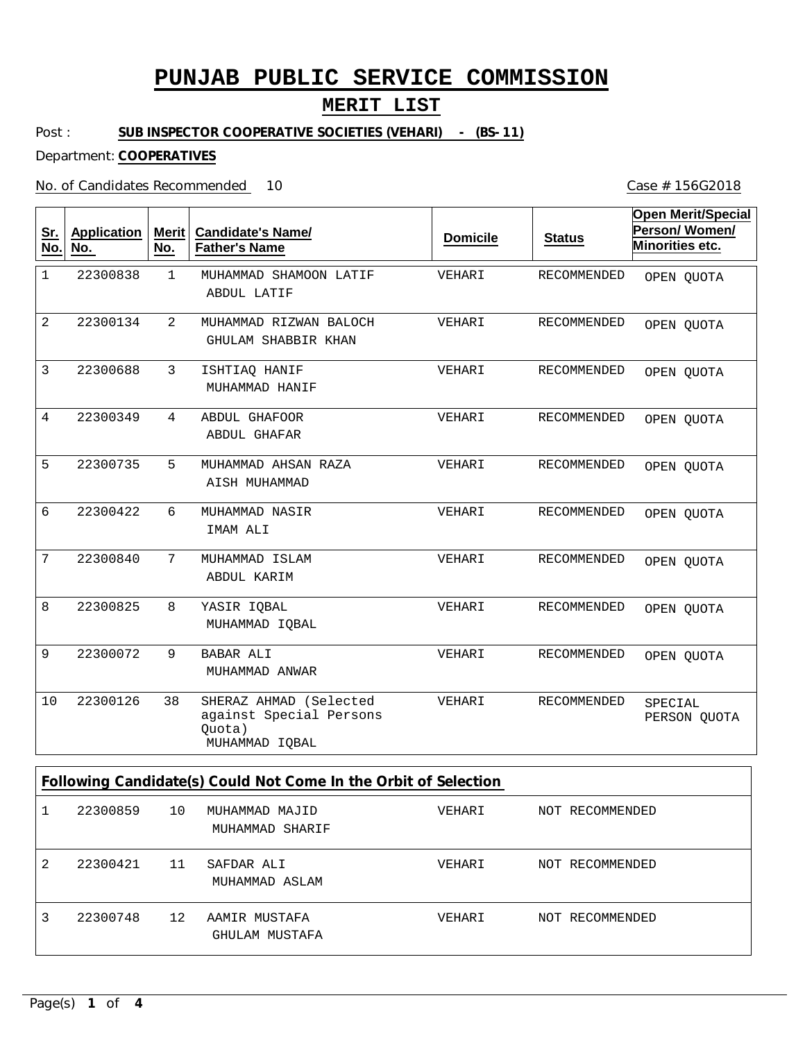# PUNJAB PUBLIC SERVICE COMMISSION

## MERIT LIST

Post : **SUB INSPECTOR COOPERATIVE SOCIETIES (VEHARI) - (BS-11)**

Department: **COOPERATIVES**

No. of Candidates Recommended 10

Case # 156G2018

| Sr. No. | Application No. | Merit No. | Candidate's Name/ Father's Name | Domicile | Status | Open Merit/Special Person/ Women/ Minorities etc. |
|---|---|---|---|---|---|---|
| 1 | 22300838 | 1 | MUHAMMAD SHAMOON LATIF<br>ABDUL LATIF | VEHARI | RECOMMENDED | OPEN QUOTA |
| 2 | 22300134 | 2 | MUHAMMAD RIZWAN BALOCH<br>GHULAM SHABBIR KHAN | VEHARI | RECOMMENDED | OPEN QUOTA |
| 3 | 22300688 | 3 | ISHTIAQ HANIF<br>MUHAMMAD HANIF | VEHARI | RECOMMENDED | OPEN QUOTA |
| 4 | 22300349 | 4 | ABDUL GHAFOOR<br>ABDUL GHAFAR | VEHARI | RECOMMENDED | OPEN QUOTA |
| 5 | 22300735 | 5 | MUHAMMAD AHSAN RAZA<br>AISH MUHAMMAD | VEHARI | RECOMMENDED | OPEN QUOTA |
| 6 | 22300422 | 6 | MUHAMMAD NASIR<br>IMAM ALI | VEHARI | RECOMMENDED | OPEN QUOTA |
| 7 | 22300840 | 7 | MUHAMMAD ISLAM<br>ABDUL KARIM | VEHARI | RECOMMENDED | OPEN QUOTA |
| 8 | 22300825 | 8 | YASIR IQBAL<br>MUHAMMAD IQBAL | VEHARI | RECOMMENDED | OPEN QUOTA |
| 9 | 22300072 | 9 | BABAR ALI<br>MUHAMMAD ANWAR | VEHARI | RECOMMENDED | OPEN QUOTA |
| 10 | 22300126 | 38 | SHERAZ AHMAD (Selected against Special Persons Quota)<br>MUHAMMAD IQBAL | VEHARI | RECOMMENDED | SPECIAL PERSON QUOTA |

**Following Candidate(s) Could Not Come In the Orbit of Selection**

| Sr. No. | Application No. | Merit No. | Candidate's Name/ Father's Name | Domicile | Status |
|---|---|---|---|---|---|
| 1 | 22300859 | 10 | MUHAMMAD MAJID<br>MUHAMMAD SHARIF | VEHARI | NOT RECOMMENDED |
| 2 | 22300421 | 11 | SAFDAR ALI<br>MUHAMMAD ASLAM | VEHARI | NOT RECOMMENDED |
| 3 | 22300748 | 12 | AAMIR MUSTAFA<br>GHULAM MUSTAFA | VEHARI | NOT RECOMMENDED |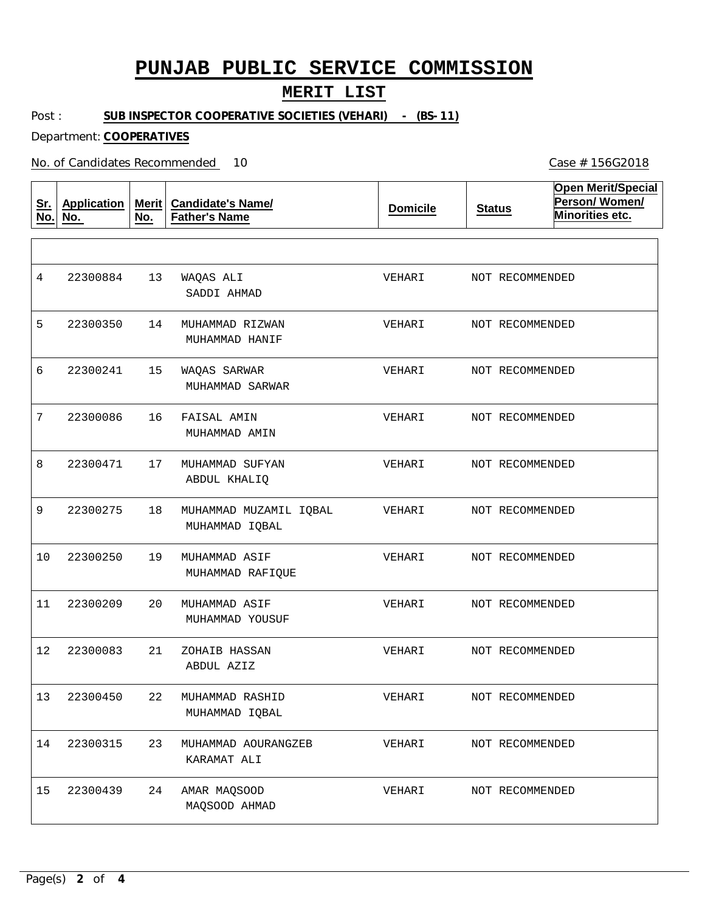# PUNJAB PUBLIC SERVICE COMMISSION

## MERIT LIST

Post : **SUB INSPECTOR COOPERATIVE SOCIETIES (VEHARI) - (BS-11)**

Department: **COOPERATIVES**

No. of Candidates Recommended 10

Case # 156G2018

| Sr. No. | Application No. | Merit No. | Candidate's Name/ Father's Name | Domicile | Status | Open Merit/Special Person/ Women/ Minorities etc. |
|---|---|---|---|---|---|---|
| | | | | | | |
| 4 | 22300884 | 13 | WAQAS ALI<br>SADDI AHMAD | VEHARI | NOT RECOMMENDED | |
| 5 | 22300350 | 14 | MUHAMMAD RIZWAN<br>MUHAMMAD HANIF | VEHARI | NOT RECOMMENDED | |
| 6 | 22300241 | 15 | WAQAS SARWAR<br>MUHAMMAD SARWAR | VEHARI | NOT RECOMMENDED | |
| 7 | 22300086 | 16 | FAISAL AMIN<br>MUHAMMAD AMIN | VEHARI | NOT RECOMMENDED | |
| 8 | 22300471 | 17 | MUHAMMAD SUFYAN<br>ABDUL KHALIQ | VEHARI | NOT RECOMMENDED | |
| 9 | 22300275 | 18 | MUHAMMAD MUZAMIL IQBAL<br>MUHAMMAD IQBAL | VEHARI | NOT RECOMMENDED | |
| 10 | 22300250 | 19 | MUHAMMAD ASIF<br>MUHAMMAD RAFIQUE | VEHARI | NOT RECOMMENDED | |
| 11 | 22300209 | 20 | MUHAMMAD ASIF<br>MUHAMMAD YOUSUF | VEHARI | NOT RECOMMENDED | |
| 12 | 22300083 | 21 | ZOHAIB HASSAN<br>ABDUL AZIZ | VEHARI | NOT RECOMMENDED | |
| 13 | 22300450 | 22 | MUHAMMAD RASHID<br>MUHAMMAD IQBAL | VEHARI | NOT RECOMMENDED | |
| 14 | 22300315 | 23 | MUHAMMAD AOURANGZEB<br>KARAMAT ALI | VEHARI | NOT RECOMMENDED | |
| 15 | 22300439 | 24 | AMAR MAQSOOD<br>MAQSOOD AHMAD | VEHARI | NOT RECOMMENDED | |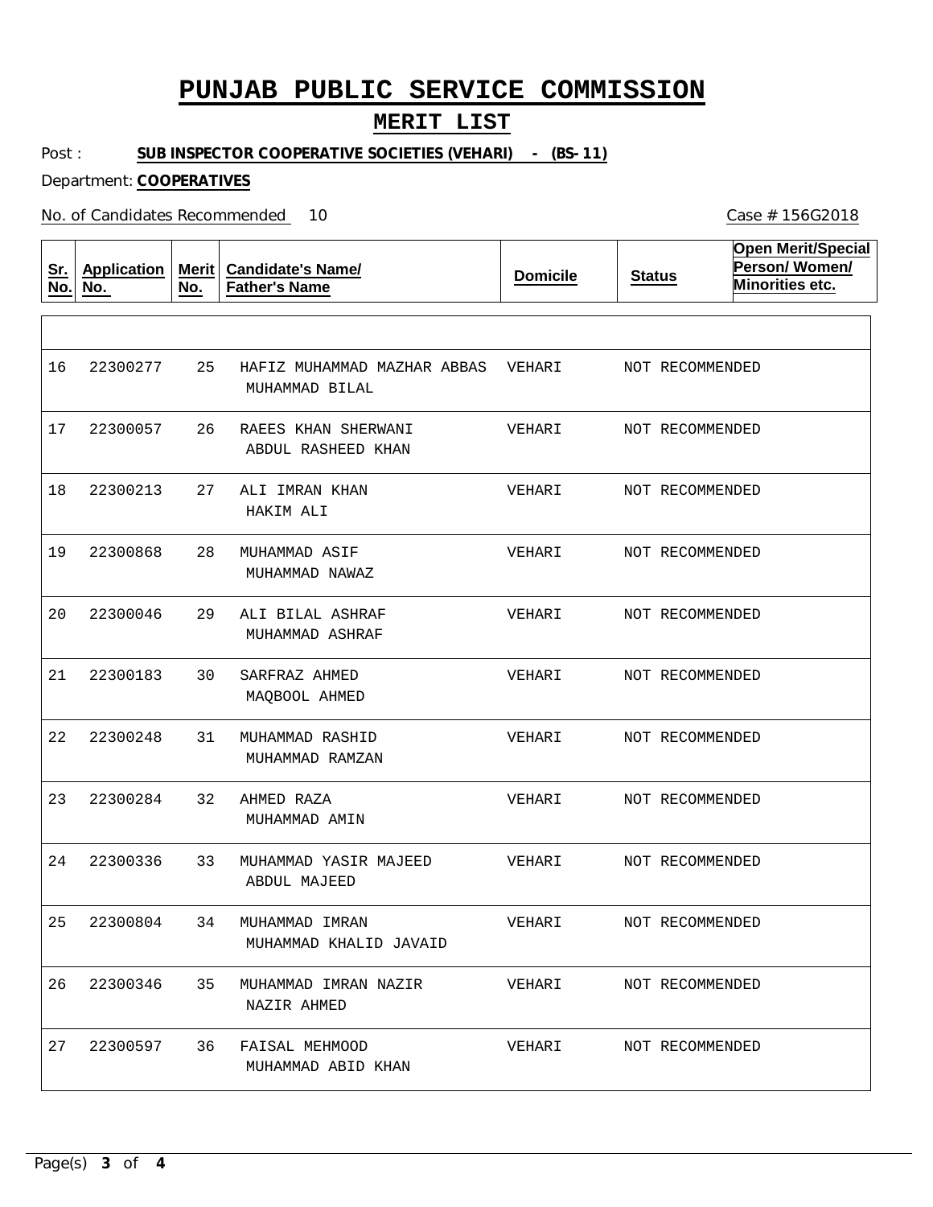# PUNJAB PUBLIC SERVICE COMMISSION

## MERIT LIST

Post : **SUB INSPECTOR COOPERATIVE SOCIETIES (VEHARI) - (BS-11)**

Department: **COOPERATIVES**

No. of Candidates Recommended 10

Case # 156G2018

| Sr. No. | Application No. | Merit No. | Candidate's Name/ Father's Name | Domicile | Status | Open Merit/Special Person/ Women/ Minorities etc. |
|---|---|---|---|---|---|---|
| 16 | 22300277 | 25 | HAFIZ MUHAMMAD MAZHAR ABBAS<br>MUHAMMAD BILAL | VEHARI | NOT RECOMMENDED | |
| 17 | 22300057 | 26 | RAEES KHAN SHERWANI<br>ABDUL RASHEED KHAN | VEHARI | NOT RECOMMENDED | |
| 18 | 22300213 | 27 | ALI IMRAN KHAN<br>HAKIM ALI | VEHARI | NOT RECOMMENDED | |
| 19 | 22300868 | 28 | MUHAMMAD ASIF<br>MUHAMMAD NAWAZ | VEHARI | NOT RECOMMENDED | |
| 20 | 22300046 | 29 | ALI BILAL ASHRAF<br>MUHAMMAD ASHRAF | VEHARI | NOT RECOMMENDED | |
| 21 | 22300183 | 30 | SARFRAZ AHMED<br>MAQBOOL AHMED | VEHARI | NOT RECOMMENDED | |
| 22 | 22300248 | 31 | MUHAMMAD RASHID<br>MUHAMMAD RAMZAN | VEHARI | NOT RECOMMENDED | |
| 23 | 22300284 | 32 | AHMED RAZA<br>MUHAMMAD AMIN | VEHARI | NOT RECOMMENDED | |
| 24 | 22300336 | 33 | MUHAMMAD YASIR MAJEED<br>ABDUL MAJEED | VEHARI | NOT RECOMMENDED | |
| 25 | 22300804 | 34 | MUHAMMAD IMRAN<br>MUHAMMAD KHALID JAVAID | VEHARI | NOT RECOMMENDED | |
| 26 | 22300346 | 35 | MUHAMMAD IMRAN NAZIR<br>NAZIR AHMED | VEHARI | NOT RECOMMENDED | |
| 27 | 22300597 | 36 | FAISAL MEHMOOD<br>MUHAMMAD ABID KHAN | VEHARI | NOT RECOMMENDED | |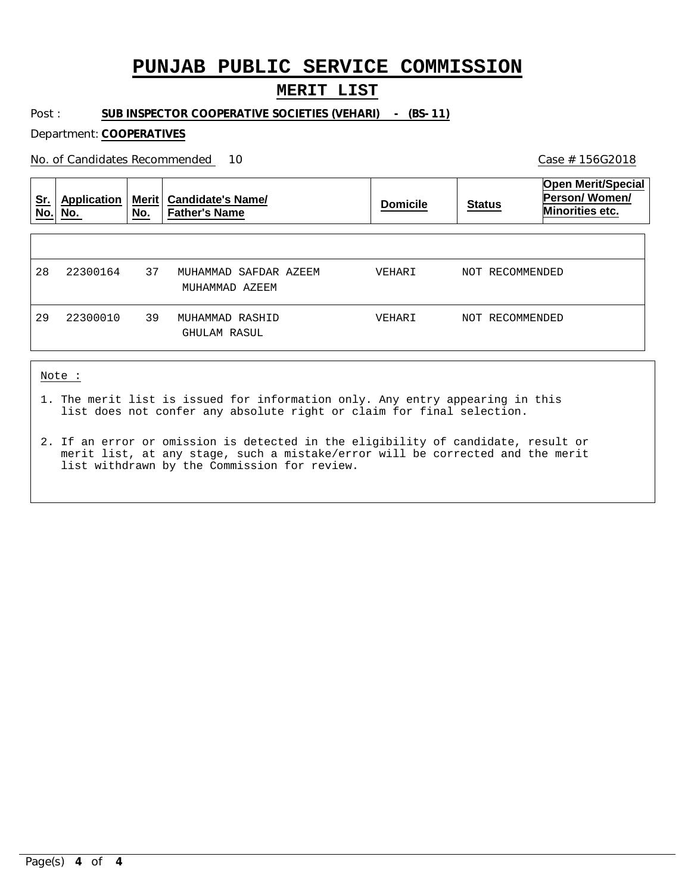# PUNJAB PUBLIC SERVICE COMMISSION

## MERIT LIST

Post : **SUB INSPECTOR COOPERATIVE SOCIETIES (VEHARI) - (BS-11)**

Department: **COOPERATIVES**

No. of Candidates Recommended 10

Case # 156G2018

| Sr. No. | Application No. | Merit No. | Candidate's Name/ Father's Name | Domicile | Status | Open Merit/Special Person/ Women/ Minorities etc. |
|---|---|---|---|---|---|---|
| 28 | 22300164 | 37 | MUHAMMAD SAFDAR AZEEM<br>MUHAMMAD AZEEM | VEHARI | NOT RECOMMENDED | |
| 29 | 22300010 | 39 | MUHAMMAD RASHID<br>GHULAM RASUL | VEHARI | NOT RECOMMENDED | |

Note :

1. The merit list is issued for information only. Any entry appearing in this list does not confer any absolute right or claim for final selection.

2. If an error or omission is detected in the eligibility of candidate, result or merit list, at any stage, such a mistake/error will be corrected and the merit list withdrawn by the Commission for review.